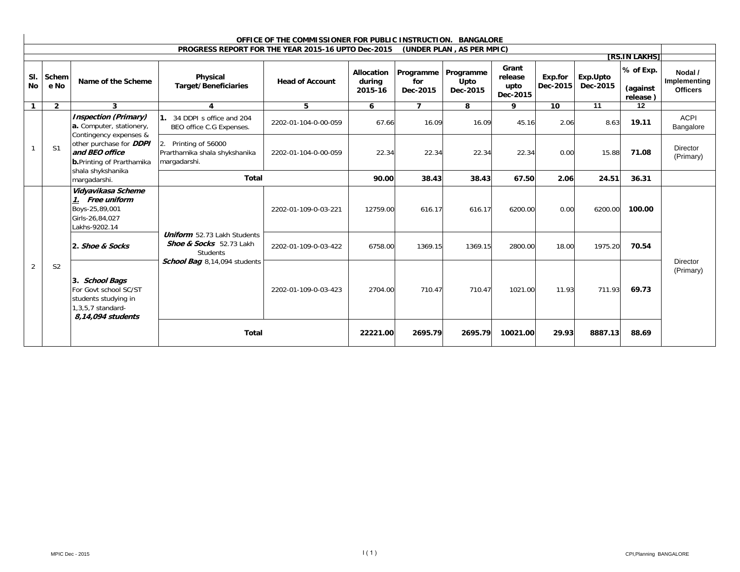# OFFICE OF THE COMMISSIONER FOR PUBLIC INSTRUCTION. BANGALORE

## PROGRESS REPORT FOR THE YEAR 2015-16 UPTO Dec-2015 (UNDER PLAN , AS PER MPIC)

**[RS.IN LAKHS]**

| Sl. No | Scheme No | Name of the Scheme | Physical Target/Beneficiaries | Head of Account | Allocation during 2015-16 | Programme for Dec-2015 | Programme Upto Dec-2015 | Grant release upto Dec-2015 | Exp.for Dec-2015 | Exp.Upto Dec-2015 | % of Exp. (against release ) | Nodal / Implementing Officers |
|---|---|---|---|---|---|---|---|---|---|---|---|---|
| 1 | 2 | 3 | 4 | 5 | 6 | 7 | 8 | 9 | 10 | 11 | 12 | |
| 1 | S1 | ***Inspection (Primary)*** **a.** Computer, stationery, Contingency expenses & other purchase for ***DDPI and BEO office*** **b.** Printing of Prarthamika shala shykshanika margadarshi. | **1.** 34 DDPI s office and 204 BEO office C.G Expenses. | 2202-01-104-0-00-059 | 67.66 | 16.09 | 16.09 | 45.16 | 2.06 | 8.63 | **19.11** | ACPI Bangalore |
| | | | 2. Printing of 56000 Prarthamika shala shykshanika margadarshi. | 2202-01-104-0-00-059 | 22.34 | 22.34 | 22.34 | 22.34 | 0.00 | 15.88 | **71.08** | Director (Primary) |
| | | | **Total** | | **90.00** | **38.43** | **38.43** | **67.50** | **2.06** | **24.51** | **36.31** | |
| 2 | S2 | ***Vidyavikasa Scheme*** ***1. Free uniform*** Boys-25,89,001 Girls-26,84,027 Lakhs-9202.14 | ***Uniform*** 52.73 Lakh Students ***Shoe & Socks*** 52.73 Lakh Students ***School Bag*** 8,14,094 students | 2202-01-109-0-03-221 | 12759.00 | 616.17 | 616.17 | 6200.00 | 0.00 | 6200.00 | **100.00** | Director (Primary) |
| | | **2. *Shoe & Socks*** | | 2202-01-109-0-03-422 | 6758.00 | 1369.15 | 1369.15 | 2800.00 | 18.00 | 1975.20 | **70.54** | |
| | | 3. ***School Bags*** For Govt school SC/ST students studying in 1,3,5,7 standard- ***8,14,094 students*** | | 2202-01-109-0-03-423 | 2704.00 | 710.47 | 710.47 | 1021.00 | 11.93 | 711.93 | **69.73** | |
| | | | **Total** | | **22221.00** | **2695.79** | **2695.79** | **10021.00** | **29.93** | **8887.13** | **88.69** | |

MPIC Dec - 2015 CPI,Planning BANGALORE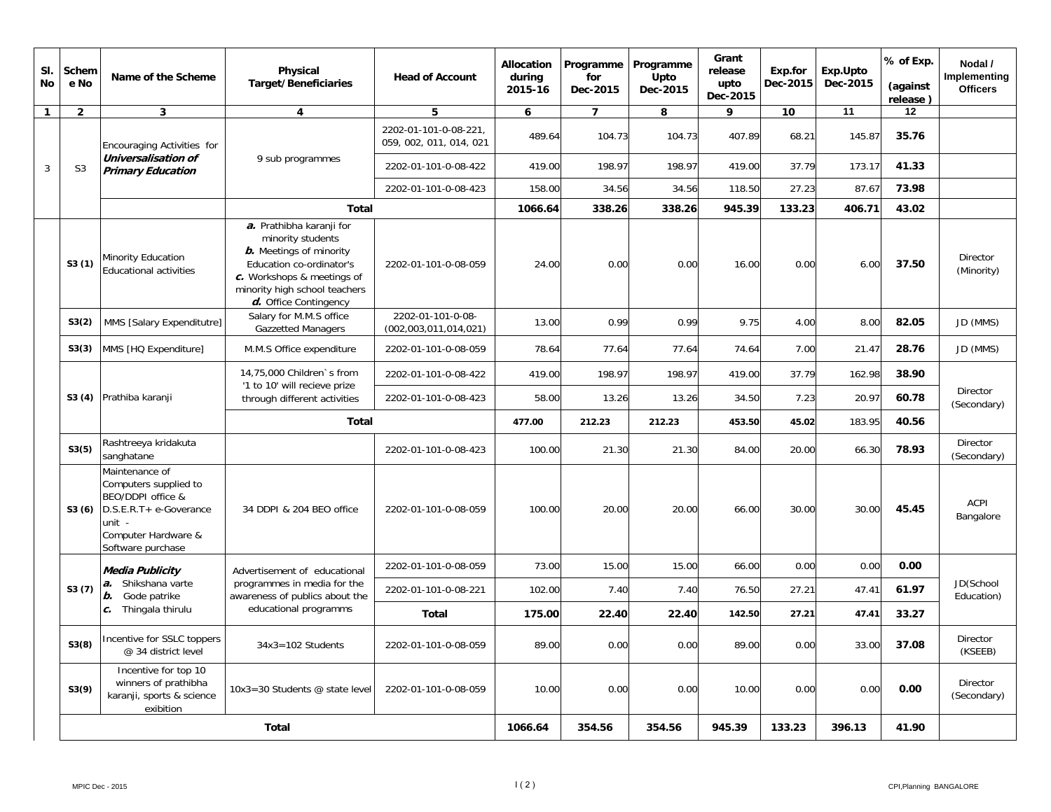| Sl. No | Scheme No | Name of the Scheme | Physical Target/Beneficiaries | Head of Account | Allocation during 2015-16 | Programme for Dec-2015 | Programme Upto Dec-2015 | Grant release upto Dec-2015 | Exp.for Dec-2015 | Exp.Upto Dec-2015 | % of Exp. (against release ) | Nodal / Implementing Officers |
|---|---|---|---|---|---|---|---|---|---|---|---|---|
| 1 | 2 | 3 | 4 | 5 | 6 | 7 | 8 | 9 | 10 | 11 | 12 | |
| 3 | S3 | Encouraging Activities for ***Universalisation of Primary Education*** | 9 sub programmes | 2202-01-101-0-08-221, 059, 002, 011, 014, 021 | 489.64 | 104.73 | 104.73 | 407.89 | 68.21 | 145.87 | **35.76** | |
| | | | | 2202-01-101-0-08-422 | 419.00 | 198.97 | 198.97 | 419.00 | 37.79 | 173.17 | **41.33** | |
| | | | | 2202-01-101-0-08-423 | 158.00 | 34.56 | 34.56 | 118.50 | 27.23 | 87.67 | **73.98** | |
| | | | **Total** | | **1066.64** | **338.26** | **338.26** | **945.39** | **133.23** | **406.71** | **43.02** | |
| | **S3 (1)** | Minority Education Educational activities | ***a.*** Prathibha karanji for minority students ***b.*** Meetings of minority Education co-ordinator's ***c.*** Workshops & meetings of minority high school teachers ***d.*** Office Contingency | 2202-01-101-0-08-059 | 24.00 | 0.00 | 0.00 | 16.00 | 0.00 | 6.00 | **37.50** | Director (Minority) |
| | **S3(2)** | MMS [Salary Expenditutre] | Salary for M.M.S office Gazzetted Managers | 2202-01-101-0-08-(002,003,011,014,021) | 13.00 | 0.99 | 0.99 | 9.75 | 4.00 | 8.00 | **82.05** | JD (MMS) |
| | **S3(3)** | MMS [HQ Expenditure] | M.M.S Office expenditure | 2202-01-101-0-08-059 | 78.64 | 77.64 | 77.64 | 74.64 | 7.00 | 21.47 | **28.76** | JD (MMS) |
| | **S3 (4)** | Prathiba karanji | 14,75,000 Children`s from '1 to 10' will recieve prize through different activities | 2202-01-101-0-08-422 | 419.00 | 198.97 | 198.97 | 419.00 | 37.79 | 162.98 | **38.90** | Director (Secondary) |
| | | | | 2202-01-101-0-08-423 | 58.00 | 13.26 | 13.26 | 34.50 | 7.23 | 20.97 | **60.78** | |
| | | | **Total** | | **477.00** | **212.23** | **212.23** | **453.50** | **45.02** | 183.95 | **40.56** | |
| | **S3(5)** | Rashtreeya kridakuta sanghatane | | 2202-01-101-0-08-423 | 100.00 | 21.30 | 21.30 | 84.00 | 20.00 | 66.30 | **78.93** | Director (Secondary) |
| | **S3 (6)** | Maintenance of Computers supplied to BEO/DDPI office & D.S.E.R.T+ e-Goverance unit - Computer Hardware & Software purchase | 34 DDPI & 204 BEO office | 2202-01-101-0-08-059 | 100.00 | 20.00 | 20.00 | 66.00 | 30.00 | 30.00 | **45.45** | ACPI Bangalore |
| | **S3 (7)** | ***Media Publicity*** ***a.*** Shikshana varte ***b.*** Gode patrike ***c.*** Thingala thirulu | Advertisement of educational programmes in media for the awareness of publics about the educational programms | 2202-01-101-0-08-059 | 73.00 | 15.00 | 15.00 | 66.00 | 0.00 | 0.00 | **0.00** | JD(School Education) |
| | | | | 2202-01-101-0-08-221 | 102.00 | 7.40 | 7.40 | 76.50 | 27.21 | 47.41 | **61.97** | |
| | | | | **Total** | **175.00** | **22.40** | **22.40** | **142.50** | **27.21** | **47.41** | **33.27** | |
| | **S3(8)** | Incentive for SSLC toppers @ 34 district level | 34x3=102 Students | 2202-01-101-0-08-059 | 89.00 | 0.00 | 0.00 | 89.00 | 0.00 | 33.00 | **37.08** | Director (KSEEB) |
| | **S3(9)** | Incentive for top 10 winners of prathibha karanji, sports & science exibition | 10x3=30 Students @ state level | 2202-01-101-0-08-059 | 10.00 | 0.00 | 0.00 | 10.00 | 0.00 | 0.00 | **0.00** | Director (Secondary) |
| | | | **Total** | | **1066.64** | **354.56** | **354.56** | **945.39** | **133.23** | **396.13** | **41.90** | |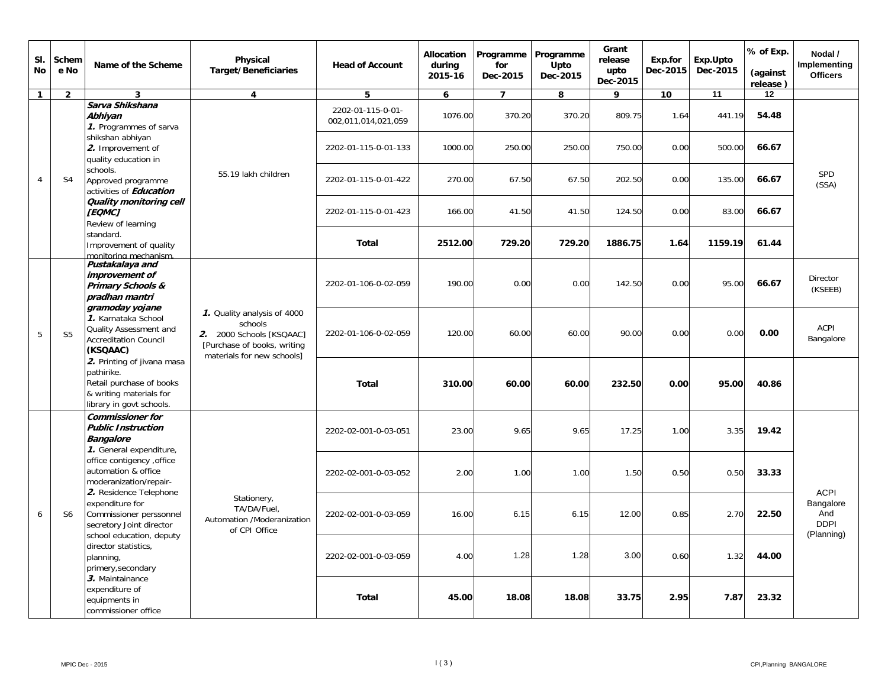| Sl. No | Scheme No | Name of the Scheme | Physical Target/Beneficiaries | Head of Account | Allocation during 2015-16 | Programme for Dec-2015 | Programme Upto Dec-2015 | Grant release upto Dec-2015 | Exp.for Dec-2015 | Exp.Upto Dec-2015 | % of Exp. (against release ) | Nodal / Implementing Officers |
|---|---|---|---|---|---|---|---|---|---|---|---|---|
| 1 | 2 | 3 | 4 | 5 | 6 | 7 | 8 | 9 | 10 | 11 | 12 | |
| 4 | S4 | ***Sarva Shikshana Abhiyan*** ***1.*** Programmes of sarva shikshan abhiyan ***2.*** Improvement of quality education in schools. Approved programme activities of ***Education Quality monitoring cell [EQMC]*** Review of learning standard. Improvement of quality monitoring mechanism. | 55.19 lakh children | 2202-01-115-0-01-002,011,014,021,059 | 1076.00 | 370.20 | 370.20 | 809.75 | 1.64 | 441.19 | **54.48** | SPD (SSA) |
| | | | | 2202-01-115-0-01-133 | 1000.00 | 250.00 | 250.00 | 750.00 | 0.00 | 500.00 | **66.67** | |
| | | | | 2202-01-115-0-01-422 | 270.00 | 67.50 | 67.50 | 202.50 | 0.00 | 135.00 | **66.67** | |
| | | | | 2202-01-115-0-01-423 | 166.00 | 41.50 | 41.50 | 124.50 | 0.00 | 83.00 | **66.67** | |
| | | | | **Total** | **2512.00** | **729.20** | **729.20** | **1886.75** | **1.64** | **1159.19** | **61.44** | |
| 5 | S5 | ***Pustakalaya and improvement of Primary Schools & pradhan mantri gramoday yojane*** ***1.*** Karnataka School Quality Assessment and Accreditation Council **(KSQAAC)** ***2.*** Printing of jivana masa pathirike. Retail purchase of books & writing materials for library in govt schools. | ***1.*** Quality analysis of 4000 schools ***2.*** 2000 Schools [KSQAAC] [Purchase of books, writing materials for new schools] | 2202-01-106-0-02-059 | 190.00 | 0.00 | 0.00 | 142.50 | 0.00 | 95.00 | **66.67** | Director (KSEEB) |
| | | | | 2202-01-106-0-02-059 | 120.00 | 60.00 | 60.00 | 90.00 | 0.00 | 0.00 | **0.00** | ACPI Bangalore |
| | | | | **Total** | **310.00** | **60.00** | **60.00** | **232.50** | **0.00** | **95.00** | **40.86** | |
| 6 | S6 | ***Commissioner for Public Instruction Bangalore*** ***1.*** General expenditure, office contigency ,office automation & office moderanization/repair- ***2.*** Residence Telephone expenditure for Commissioner perssonnel secretory Joint director school education, deputy director statistics, planning, primery,secondary ***3.*** Maintainance expenditure of equipments in commissioner office | Stationery, TA/DA/Fuel, Automation /Moderanization of CPI Office | 2202-02-001-0-03-051 | 23.00 | 9.65 | 9.65 | 17.25 | 1.00 | 3.35 | **19.42** | ACPI Bangalore And DDPI (Planning) |
| | | | | 2202-02-001-0-03-052 | 2.00 | 1.00 | 1.00 | 1.50 | 0.50 | 0.50 | **33.33** | |
| | | | | 2202-02-001-0-03-059 | 16.00 | 6.15 | 6.15 | 12.00 | 0.85 | 2.70 | **22.50** | |
| | | | | 2202-02-001-0-03-059 | 4.00 | 1.28 | 1.28 | 3.00 | 0.60 | 1.32 | **44.00** | |
| | | | | **Total** | **45.00** | **18.08** | **18.08** | **33.75** | **2.95** | **7.87** | **23.32** | |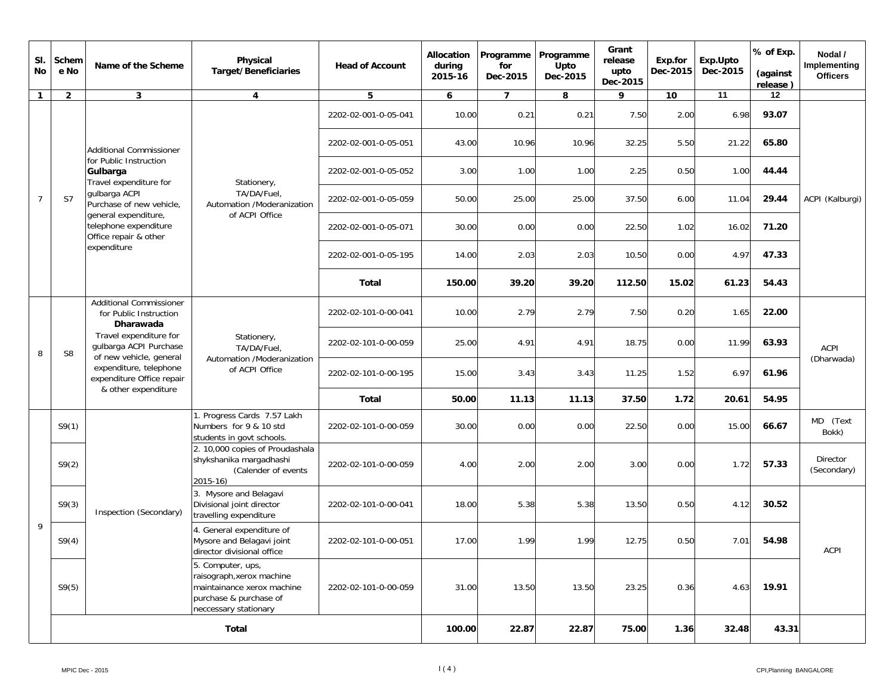| Sl. No | Scheme No | Name of the Scheme | Physical Target/Beneficiaries | Head of Account | Allocation during 2015-16 | Programme for Dec-2015 | Programme Upto Dec-2015 | Grant release upto Dec-2015 | Exp.for Dec-2015 | Exp.Upto Dec-2015 | % of Exp. (against release) | Nodal / Implementing Officers |
|---|---|---|---|---|---|---|---|---|---|---|---|---|
| 1 | 2 | 3 | 4 | 5 | 6 | 7 | 8 | 9 | 10 | 11 | 12 | |
| 7 | S7 | Additional Commissioner for Public Instruction **Gulbarga** Travel expenditure for gulbarga ACPI Purchase of new vehicle, general expenditure, telephone expenditure Office repair & other expenditure | Stationery, TA/DA/Fuel, Automation /Moderanization of ACPI Office | 2202-02-001-0-05-041 | 10.00 | 0.21 | 0.21 | 7.50 | 2.00 | 6.98 | **93.07** | ACPI (Kalburgi) |
| | | | | 2202-02-001-0-05-051 | 43.00 | 10.96 | 10.96 | 32.25 | 5.50 | 21.22 | **65.80** | |
| | | | | 2202-02-001-0-05-052 | 3.00 | 1.00 | 1.00 | 2.25 | 0.50 | 1.00 | **44.44** | |
| | | | | 2202-02-001-0-05-059 | 50.00 | 25.00 | 25.00 | 37.50 | 6.00 | 11.04 | **29.44** | |
| | | | | 2202-02-001-0-05-071 | 30.00 | 0.00 | 0.00 | 22.50 | 1.02 | 16.02 | **71.20** | |
| | | | | 2202-02-001-0-05-195 | 14.00 | 2.03 | 2.03 | 10.50 | 0.00 | 4.97 | **47.33** | |
| | | | | **Total** | **150.00** | **39.20** | **39.20** | **112.50** | **15.02** | **61.23** | **54.43** | |
| 8 | S8 | Additional Commissioner for Public Instruction **Dharawada** Travel expenditure for gulbarga ACPI Purchase of new vehicle, general expenditure, telephone expenditure Office repair & other expenditure | Stationery, TA/DA/Fuel, Automation /Moderanization of ACPI Office | 2202-02-101-0-00-041 | 10.00 | 2.79 | 2.79 | 7.50 | 0.20 | 1.65 | **22.00** | ACPI (Dharwada) |
| | | | | 2202-02-101-0-00-059 | 25.00 | 4.91 | 4.91 | 18.75 | 0.00 | 11.99 | **63.93** | |
| | | | | 2202-02-101-0-00-195 | 15.00 | 3.43 | 3.43 | 11.25 | 1.52 | 6.97 | **61.96** | |
| | | | | **Total** | **50.00** | **11.13** | **11.13** | **37.50** | **1.72** | **20.61** | **54.95** | |
| 9 | S9(1) | Inspection (Secondary) | 1. Progress Cards 7.57 Lakh Numbers for 9 & 10 std students in govt schools. | 2202-02-101-0-00-059 | 30.00 | 0.00 | 0.00 | 22.50 | 0.00 | 15.00 | **66.67** | MD (Text Bokk) |
| | S9(2) | | 2. 10,000 copies of Proudashala shykshanika margadhashi (Calender of events 2015-16) | 2202-02-101-0-00-059 | 4.00 | 2.00 | 2.00 | 3.00 | 0.00 | 1.72 | **57.33** | Director (Secondary) |
| | S9(3) | | 3. Mysore and Belagavi Divisional joint director travelling expenditure | 2202-02-101-0-00-041 | 18.00 | 5.38 | 5.38 | 13.50 | 0.50 | 4.12 | **30.52** | ACPI |
| | S9(4) | | 4. General expenditure of Mysore and Belagavi joint director divisional office | 2202-02-101-0-00-051 | 17.00 | 1.99 | 1.99 | 12.75 | 0.50 | 7.01 | **54.98** | |
| | S9(5) | | 5. Computer, ups, raisograph,xerox machine maintainance xerox machine purchase & purchase of neccessary stationary | 2202-02-101-0-00-059 | 31.00 | 13.50 | 13.50 | 23.25 | 0.36 | 4.63 | **19.91** | |
| | **Total** | | | | **100.00** | **22.87** | **22.87** | **75.00** | **1.36** | **32.48** | **43.31** | |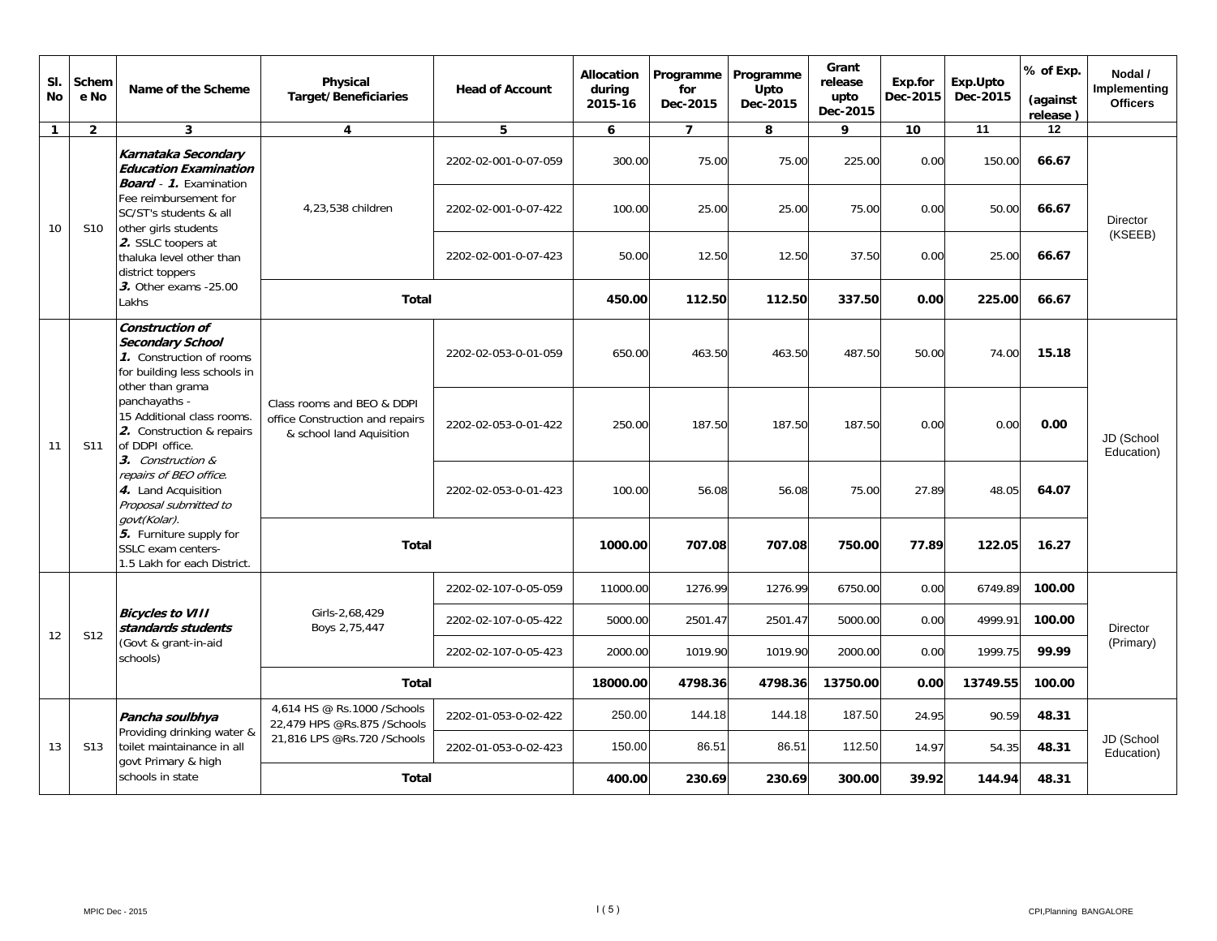| Sl. No | Scheme No | Name of the Scheme | Physical Target/Beneficiaries | Head of Account | Allocation during 2015-16 | Programme for Dec-2015 | Programme Upto Dec-2015 | Grant release upto Dec-2015 | Exp.for Dec-2015 | Exp.Upto Dec-2015 | % of Exp. (against release) | Nodal / Implementing Officers |
|---|---|---|---|---|---|---|---|---|---|---|---|---|
| 1 | 2 | 3 | 4 | 5 | 6 | 7 | 8 | 9 | 10 | 11 | 12 | |
| 10 | S10 | ***Karnataka Secondary Education Examination Board*** - ***1.*** Examination Fee reimbursement for SC/ST's students & all other girls students ***2.*** SSLC toopers at thaluka level other than district toppers ***3.*** Other exams -25.00 Lakhs | 4,23,538 children | 2202-02-001-0-07-059 | 300.00 | 75.00 | 75.00 | 225.00 | 0.00 | 150.00 | **66.67** | Director (KSEEB) |
| | | | | 2202-02-001-0-07-422 | 100.00 | 25.00 | 25.00 | 75.00 | 0.00 | 50.00 | **66.67** | |
| | | | | 2202-02-001-0-07-423 | 50.00 | 12.50 | 12.50 | 37.50 | 0.00 | 25.00 | **66.67** | |
| | | | **Total** | | **450.00** | **112.50** | **112.50** | **337.50** | **0.00** | **225.00** | **66.67** | |
| 11 | S11 | ***Construction of Secondary School*** ***1.*** Construction of rooms for building less schools in other than grama panchayaths - 15 Additional class rooms. ***2.*** Construction & repairs of DDPI office. ***3.*** *Construction & repairs of BEO office.* ***4.*** *Land Acquisition Proposal submitted to govt(Kolar).* ***5.*** Furniture supply for SSLC exam centers- 1.5 Lakh for each District. | Class rooms and BEO & DDPI office Construction and repairs & school land Aquisition | 2202-02-053-0-01-059 | 650.00 | 463.50 | 463.50 | 487.50 | 50.00 | 74.00 | **15.18** | JD (School Education) |
| | | | | 2202-02-053-0-01-422 | 250.00 | 187.50 | 187.50 | 187.50 | 0.00 | 0.00 | **0.00** | |
| | | | | 2202-02-053-0-01-423 | 100.00 | 56.08 | 56.08 | 75.00 | 27.89 | 48.05 | **64.07** | |
| | | | **Total** | | **1000.00** | **707.08** | **707.08** | **750.00** | **77.89** | **122.05** | **16.27** | |
| 12 | S12 | ***Bicycles to VIII standards students*** (Govt & grant-in-aid schools) | Girls-2,68,429 Boys 2,75,447 | 2202-02-107-0-05-059 | 11000.00 | 1276.99 | 1276.99 | 6750.00 | 0.00 | 6749.89 | **100.00** | Director (Primary) |
| | | | | 2202-02-107-0-05-422 | 5000.00 | 2501.47 | 2501.47 | 5000.00 | 0.00 | 4999.91 | **100.00** | |
| | | | | 2202-02-107-0-05-423 | 2000.00 | 1019.90 | 1019.90 | 2000.00 | 0.00 | 1999.75 | **99.99** | |
| | | | **Total** | | **18000.00** | **4798.36** | **4798.36** | **13750.00** | **0.00** | **13749.55** | **100.00** | |
| 13 | S13 | ***Pancha soulbhya*** Providing drinking water & toilet maintainance in all govt Primary & high schools in state | 4,614 HS @ Rs.1000 /Schools 22,479 HPS @Rs.875 /Schools 21,816 LPS @Rs.720 /Schools | 2202-01-053-0-02-422 | 250.00 | 144.18 | 144.18 | 187.50 | 24.95 | 90.59 | **48.31** | JD (School Education) |
| | | | | 2202-01-053-0-02-423 | 150.00 | 86.51 | 86.51 | 112.50 | 14.97 | 54.35 | **48.31** | |
| | | | **Total** | | **400.00** | **230.69** | **230.69** | **300.00** | **39.92** | **144.94** | **48.31** | |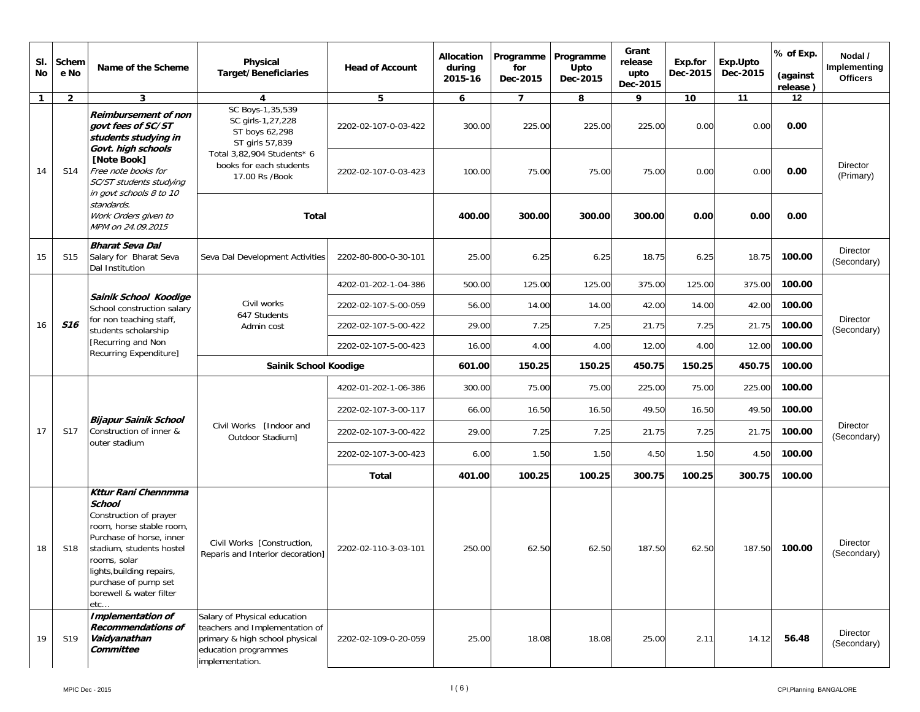| Sl. No | Scheme No | Name of the Scheme | Physical Target/Beneficiaries | Head of Account | Allocation during 2015-16 | Programme for Dec-2015 | Programme Upto Dec-2015 | Grant release upto Dec-2015 | Exp.for Dec-2015 | Exp.Upto Dec-2015 | % of Exp. (against release ) | Nodal / Implementing Officers |
|---|---|---|---|---|---|---|---|---|---|---|---|---|
| 1 | 2 | 3 | 4 | 5 | 6 | 7 | 8 | 9 | 10 | 11 | 12 | |
| 14 | S14 | ***Reimbursement of non govt fees of SC/ST students studying in Govt. high schools*** | SC Boys-1,35,539 SC girls-1,27,228 ST boys 62,298 ST girls 57,839 | 2202-02-107-0-03-422 | 300.00 | 225.00 | 225.00 | 225.00 | 0.00 | 0.00 | **0.00** | Director (Primary) |
| | | **[Note Book]** *Free note books for SC/ST students studying in govt schools 8 to 10 standards. Work Orders given to MPM on 24.09.2015* | Total 3,82,904 Students* 6 books for each students 17.00 Rs /Book | 2202-02-107-0-03-423 | 100.00 | 75.00 | 75.00 | 75.00 | 0.00 | 0.00 | **0.00** | |
| | | | **Total** | | **400.00** | **300.00** | **300.00** | **300.00** | **0.00** | **0.00** | **0.00** | |
| 15 | S15 | ***Bharat Seva Dal*** Salary for Bharat Seva Dal Institution | Seva Dal Development Activities | 2202-80-800-0-30-101 | 25.00 | 6.25 | 6.25 | 18.75 | 6.25 | 18.75 | **100.00** | Director (Secondary) |
| 16 | ***S16*** | ***Sainik School Koodige*** School construction salary for non teaching staff, students scholarship [Recurring and Non Recurring Expenditure] | Civil works 647 Students Admin cost | 4202-01-202-1-04-386 | 500.00 | 125.00 | 125.00 | 375.00 | 125.00 | 375.00 | **100.00** | Director (Secondary) |
| | | | | 2202-02-107-5-00-059 | 56.00 | 14.00 | 14.00 | 42.00 | 14.00 | 42.00 | **100.00** | |
| | | | | 2202-02-107-5-00-422 | 29.00 | 7.25 | 7.25 | 21.75 | 7.25 | 21.75 | **100.00** | |
| | | | | 2202-02-107-5-00-423 | 16.00 | 4.00 | 4.00 | 12.00 | 4.00 | 12.00 | **100.00** | |
| | | | **Sainik School Koodige** | | **601.00** | **150.25** | **150.25** | **450.75** | **150.25** | **450.75** | **100.00** | |
| 17 | S17 | ***Bijapur Sainik School*** Construction of inner & outer stadium | Civil Works [Indoor and Outdoor Stadium] | 4202-01-202-1-06-386 | 300.00 | 75.00 | 75.00 | 225.00 | 75.00 | 225.00 | **100.00** | Director (Secondary) |
| | | | | 2202-02-107-3-00-117 | 66.00 | 16.50 | 16.50 | 49.50 | 16.50 | 49.50 | **100.00** | |
| | | | | 2202-02-107-3-00-422 | 29.00 | 7.25 | 7.25 | 21.75 | 7.25 | 21.75 | **100.00** | |
| | | | | 2202-02-107-3-00-423 | 6.00 | 1.50 | 1.50 | 4.50 | 1.50 | 4.50 | **100.00** | |
| | | | | **Total** | **401.00** | **100.25** | **100.25** | **300.75** | **100.25** | **300.75** | **100.00** | |
| 18 | S18 | ***Kttur Rani Chennmma School*** Construction of prayer room, horse stable room, Purchase of horse, inner stadium, students hostel rooms, solar lights,building repairs, purchase of pump set borewell & water filter etc... | Civil Works [Construction, Reparis and Interior decoration] | 2202-02-110-3-03-101 | 250.00 | 62.50 | 62.50 | 187.50 | 62.50 | 187.50 | **100.00** | Director (Secondary) |
| 19 | S19 | ***Implementation of Recommendations of Vaidyanathan Committee*** | Salary of Physical education teachers and Implementation of primary & high school physical education programmes implementation. | 2202-02-109-0-20-059 | 25.00 | 18.08 | 18.08 | 25.00 | 2.11 | 14.12 | **56.48** | Director (Secondary) |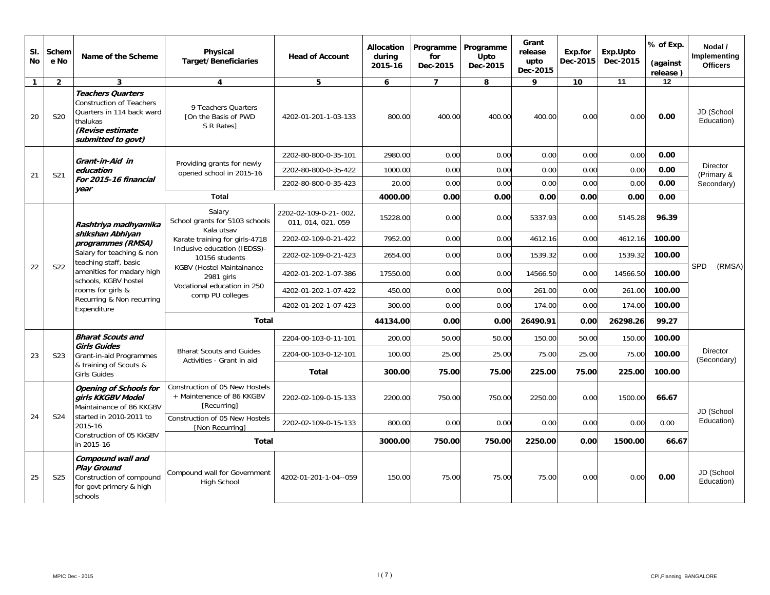| Sl. No | Scheme No | Name of the Scheme | Physical Target/Beneficiaries | Head of Account | Allocation during 2015-16 | Programme for Dec-2015 | Programme Upto Dec-2015 | Grant release upto Dec-2015 | Exp.for Dec-2015 | Exp.Upto Dec-2015 | % of Exp. (against release ) | Nodal / Implementing Officers |
|---|---|---|---|---|---|---|---|---|---|---|---|---|
| 1 | 2 | 3 | 4 | 5 | 6 | 7 | 8 | 9 | 10 | 11 | 12 | |
| 20 | S20 | ***Teachers Quarters*** Construction of Teachers Quarters in 114 back ward thalukas ***(Revise estimate submitted to govt)*** | 9 Teachers Quarters [On the Basis of PWD S R Rates] | 4202-01-201-1-03-133 | 800.00 | 400.00 | 400.00 | 400.00 | 0.00 | 0.00 | **0.00** | JD (School Education) |
| 21 | S21 | ***Grant-in-Aid in education For 2015-16 financial year*** | Providing grants for newly opened school in 2015-16 | 2202-80-800-0-35-101 | 2980.00 | 0.00 | 0.00 | 0.00 | 0.00 | 0.00 | **0.00** | Director (Primary & Secondary) |
| | | | | 2202-80-800-0-35-422 | 1000.00 | 0.00 | 0.00 | 0.00 | 0.00 | 0.00 | **0.00** | |
| | | | | 2202-80-800-0-35-423 | 20.00 | 0.00 | 0.00 | 0.00 | 0.00 | 0.00 | **0.00** | |
| | | | **Total** | | **4000.00** | **0.00** | **0.00** | **0.00** | **0.00** | **0.00** | **0.00** | |
| 22 | S22 | ***Rashtriya madhyamika shikshan Abhiyan programmes (RMSA)*** Salary for teaching & non teaching staff, basic amenities for madary high schools, KGBV hostel rooms for girls & Recurring & Non recurring Expenditure | Salary School grants for 5103 schools Kala utsav Karate training for girls-4718 Inclusive education (IEDSS)-10156 students KGBV (Hostel Maintainance 2981 girls Vocational education in 250 comp PU colleges | 2202-02-109-0-21- 002, 011, 014, 021, 059 | 15228.00 | 0.00 | 0.00 | 5337.93 | 0.00 | 5145.28 | **96.39** | SPD (RMSA) |
| | | | | 2202-02-109-0-21-422 | 7952.00 | 0.00 | 0.00 | 4612.16 | 0.00 | 4612.16 | **100.00** | |
| | | | | 2202-02-109-0-21-423 | 2654.00 | 0.00 | 0.00 | 1539.32 | 0.00 | 1539.32 | **100.00** | |
| | | | | 4202-01-202-1-07-386 | 17550.00 | 0.00 | 0.00 | 14566.50 | 0.00 | 14566.50 | **100.00** | |
| | | | | 4202-01-202-1-07-422 | 450.00 | 0.00 | 0.00 | 261.00 | 0.00 | 261.00 | **100.00** | |
| | | | | 4202-01-202-1-07-423 | 300.00 | 0.00 | 0.00 | 174.00 | 0.00 | 174.00 | **100.00** | |
| | | | **Total** | | **44134.00** | **0.00** | **0.00** | **26490.91** | **0.00** | **26298.26** | **99.27** | |
| 23 | S23 | ***Bharat Scouts and Girls Guides*** Grant-in-aid Programmes & training of Scouts & Girls Guides | Bharat Scouts and Guides Activities - Grant in aid | 2204-00-103-0-11-101 | 200.00 | 50.00 | 50.00 | 150.00 | 50.00 | 150.00 | **100.00** | Director (Secondary) |
| | | | | 2204-00-103-0-12-101 | 100.00 | 25.00 | 25.00 | 75.00 | 25.00 | 75.00 | **100.00** | |
| | | | | **Total** | **300.00** | **75.00** | **75.00** | **225.00** | **75.00** | **225.00** | **100.00** | |
| 24 | S24 | ***Opening of Schools for girls KKGBV Model*** Maintainance of 86 KKGBV started in 2010-2011 to 2015-16 Construction of 05 KkGBV in 2015-16 | Construction of 05 New Hostels + Maintenence of 86 KKGBV [Recurring] | 2202-02-109-0-15-133 | 2200.00 | 750.00 | 750.00 | 2250.00 | 0.00 | 1500.00 | **66.67** | JD (School Education) |
| | | | Construction of 05 New Hostels [Non Recurring] | 2202-02-109-0-15-133 | 800.00 | 0.00 | 0.00 | 0.00 | 0.00 | 0.00 | 0.00 | |
| | | | **Total** | | **3000.00** | **750.00** | **750.00** | **2250.00** | **0.00** | **1500.00** | **66.67** | |
| 25 | S25 | ***Compound wall and Play Ground*** Construction of compound for govt primery & high schools | Compound wall for Government High School | 4202-01-201-1-04--059 | 150.00 | 75.00 | 75.00 | 75.00 | 0.00 | 0.00 | **0.00** | JD (School Education) |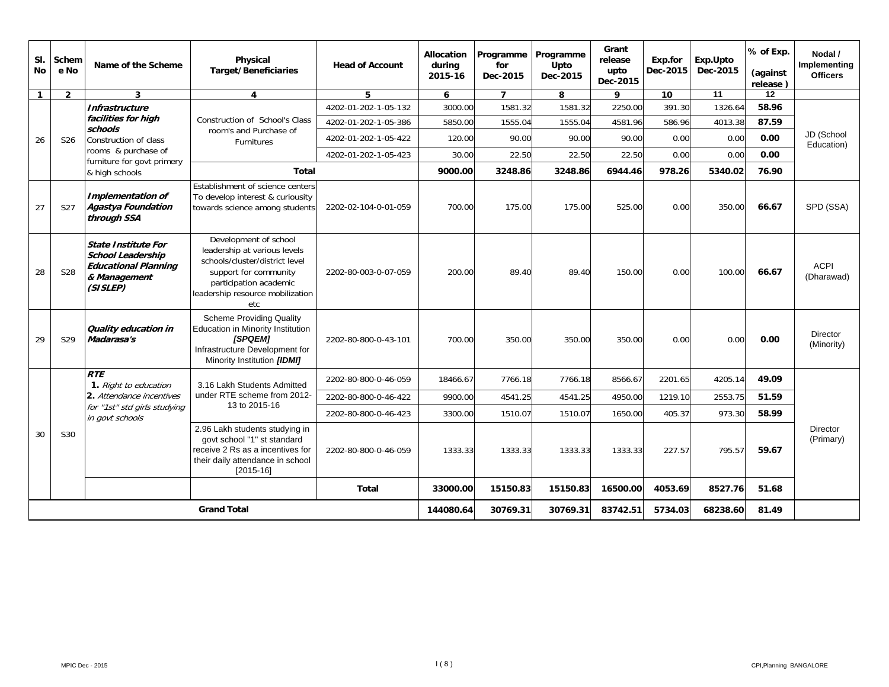| Sl. No | Scheme No | Name of the Scheme | Physical Target/Beneficiaries | Head of Account | Allocation during 2015-16 | Programme for Dec-2015 | Programme Upto Dec-2015 | Grant release upto Dec-2015 | Exp.for Dec-2015 | Exp.Upto Dec-2015 | % of Exp. (against release ) | Nodal / Implementing Officers |
|---|---|---|---|---|---|---|---|---|---|---|---|---|
| 1 | 2 | 3 | 4 | 5 | 6 | 7 | 8 | 9 | 10 | 11 | 12 | |
| 26 | S26 | ***Infrastructure facilities for high schools*** Construction of class rooms & purchase of furniture for govt primery & high schools | Construction of School's Class room's and Purchase of Furnitures | 4202-01-202-1-05-132 | 3000.00 | 1581.32 | 1581.32 | 2250.00 | 391.30 | 1326.64 | **58.96** | JD (School Education) |
| | | | | 4202-01-202-1-05-386 | 5850.00 | 1555.04 | 1555.04 | 4581.96 | 586.96 | 4013.38 | **87.59** | |
| | | | | 4202-01-202-1-05-422 | 120.00 | 90.00 | 90.00 | 90.00 | 0.00 | 0.00 | **0.00** | |
| | | | | 4202-01-202-1-05-423 | 30.00 | 22.50 | 22.50 | 22.50 | 0.00 | 0.00 | **0.00** | |
| | | | **Total** | | **9000.00** | **3248.86** | **3248.86** | **6944.46** | **978.26** | **5340.02** | **76.90** | |
| 27 | S27 | ***Implementation of Agastya Foundation through SSA*** | Establishment of science centers To develop interest & curiousity towards science among students | 2202-02-104-0-01-059 | 700.00 | 175.00 | 175.00 | 525.00 | 0.00 | 350.00 | **66.67** | SPD (SSA) |
| 28 | S28 | ***State Institute For School Leadership Educational Planning & Management (SISLEP)*** | Development of school leadership at various levels schools/cluster/district level support for community participation academic leadership resource mobilization etc | 2202-80-003-0-07-059 | 200.00 | 89.40 | 89.40 | 150.00 | 0.00 | 100.00 | **66.67** | ACPI (Dharawad) |
| 29 | S29 | ***Quality education in Madarasa's*** | Scheme Providing Quality Education in Minority Institution ***[SPQEM]*** Infrastructure Development for Minority Institution ***[IDMI]*** | 2202-80-800-0-43-101 | 700.00 | 350.00 | 350.00 | 350.00 | 0.00 | 0.00 | **0.00** | Director (Minority) |
| 30 | S30 | ***RTE*** **1.** *Right to education* **2.** *Attendance incentives for "1st" std girls studying in govt schools* | 3.16 Lakh Students Admitted under RTE scheme from 2012-13 to 2015-16 | 2202-80-800-0-46-059 | 18466.67 | 7766.18 | 7766.18 | 8566.67 | 2201.65 | 4205.14 | **49.09** | Director (Primary) |
| | | | | 2202-80-800-0-46-422 | 9900.00 | 4541.25 | 4541.25 | 4950.00 | 1219.10 | 2553.75 | **51.59** | |
| | | | | 2202-80-800-0-46-423 | 3300.00 | 1510.07 | 1510.07 | 1650.00 | 405.37 | 973.30 | **58.99** | |
| | | | 2.96 Lakh students studying in govt school "1" st standard receive 2 Rs as a incentives for their daily attendance in school [2015-16] | 2202-80-800-0-46-059 | 1333.33 | 1333.33 | 1333.33 | 1333.33 | 227.57 | 795.57 | **59.67** | |
| | | | | **Total** | **33000.00** | **15150.83** | **15150.83** | **16500.00** | **4053.69** | **8527.76** | **51.68** | |
| **Grand Total** | | | | | **144080.64** | **30769.31** | **30769.31** | **83742.51** | **5734.03** | **68238.60** | **81.49** | |